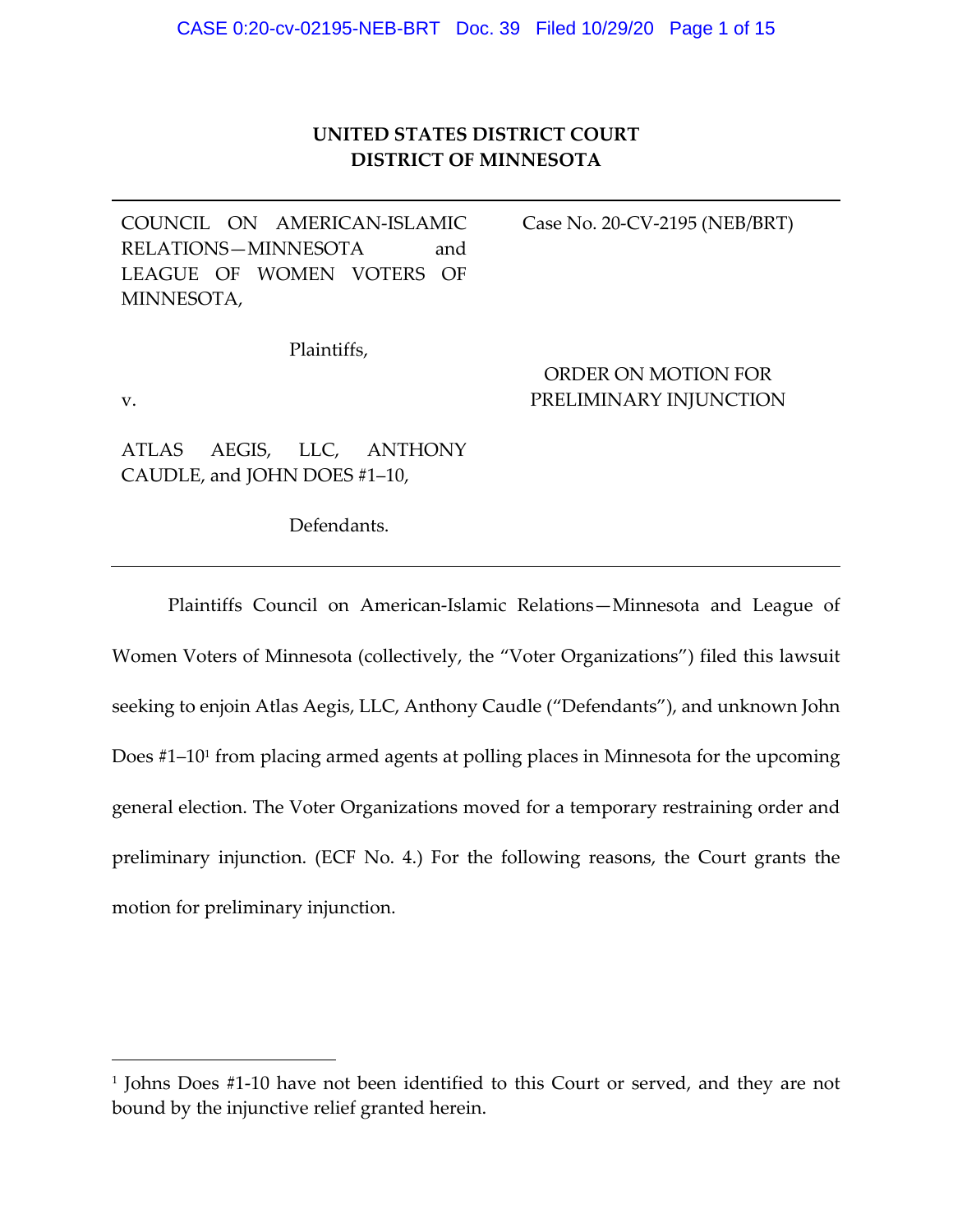**UNITED STATES DISTRICT COURT**
**DISTRICT OF MINNESOTA**

---

COUNCIL ON AMERICAN-ISLAMIC RELATIONS—MINNESOTA and LEAGUE OF WOMEN VOTERS OF MINNESOTA,

Plaintiffs,

v.

ATLAS AEGIS, LLC, ANTHONY CAUDLE, and JOHN DOES #1–10,

Defendants.

Case No. 20-CV-2195 (NEB/BRT)

ORDER ON MOTION FOR PRELIMINARY INJUNCTION

---

Plaintiffs Council on American-Islamic Relations—Minnesota and League of Women Voters of Minnesota (collectively, the "Voter Organizations") filed this lawsuit seeking to enjoin Atlas Aegis, LLC, Anthony Caudle ("Defendants"), and unknown John Does #1–10[1] from placing armed agents at polling places in Minnesota for the upcoming general election. The Voter Organizations moved for a temporary restraining order and preliminary injunction. (ECF No. 4.) For the following reasons, the Court grants the motion for preliminary injunction.

---

[1] Johns Does #1-10 have not been identified to this Court or served, and they are not bound by the injunctive relief granted herein.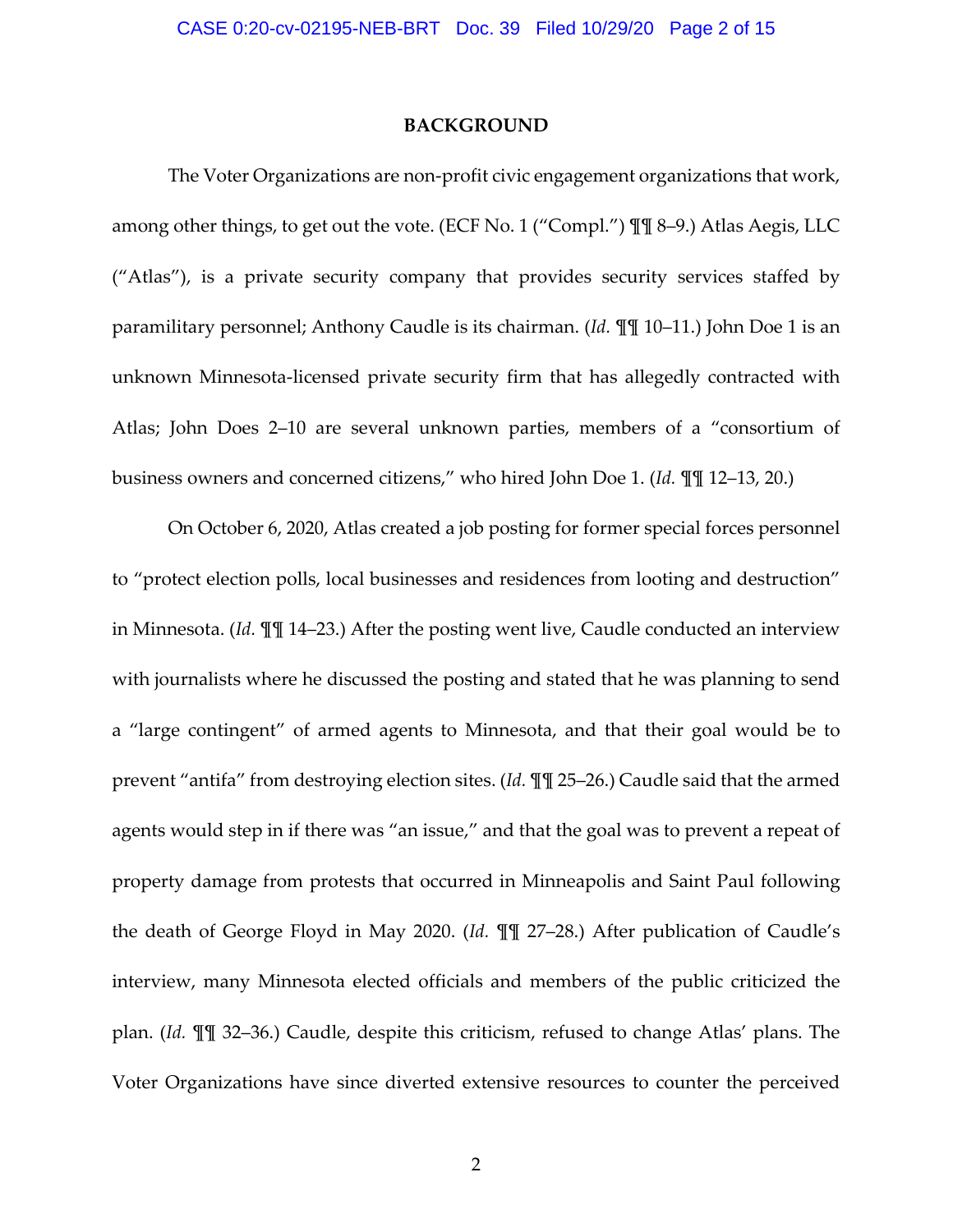## BACKGROUND

The Voter Organizations are non-profit civic engagement organizations that work, among other things, to get out the vote. (ECF No. 1 ("Compl.") ¶¶ 8–9.) Atlas Aegis, LLC ("Atlas"), is a private security company that provides security services staffed by paramilitary personnel; Anthony Caudle is its chairman. (*Id.* ¶¶ 10–11.) John Doe 1 is an unknown Minnesota-licensed private security firm that has allegedly contracted with Atlas; John Does 2–10 are several unknown parties, members of a "consortium of business owners and concerned citizens," who hired John Doe 1. (*Id.* ¶¶ 12–13, 20.)

On October 6, 2020, Atlas created a job posting for former special forces personnel to "protect election polls, local businesses and residences from looting and destruction" in Minnesota. (*Id.* ¶¶ 14–23.) After the posting went live, Caudle conducted an interview with journalists where he discussed the posting and stated that he was planning to send a "large contingent" of armed agents to Minnesota, and that their goal would be to prevent "antifa" from destroying election sites. (*Id.* ¶¶ 25–26.) Caudle said that the armed agents would step in if there was "an issue," and that the goal was to prevent a repeat of property damage from protests that occurred in Minneapolis and Saint Paul following the death of George Floyd in May 2020. (*Id.* ¶¶ 27–28.) After publication of Caudle's interview, many Minnesota elected officials and members of the public criticized the plan. (*Id.* ¶¶ 32–36.) Caudle, despite this criticism, refused to change Atlas' plans. The Voter Organizations have since diverted extensive resources to counter the perceived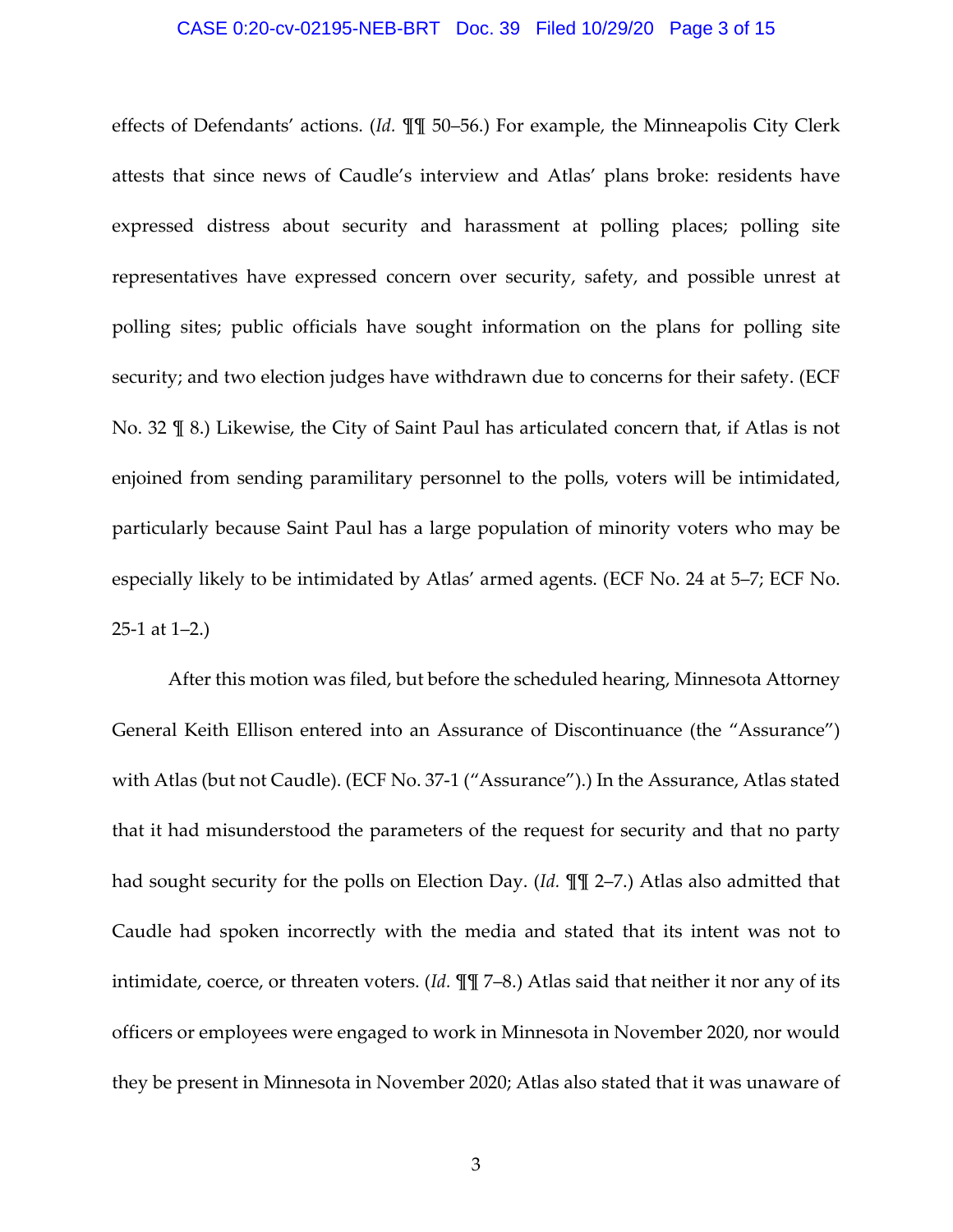effects of Defendants' actions. (*Id.* ¶¶ 50–56.) For example, the Minneapolis City Clerk attests that since news of Caudle's interview and Atlas' plans broke: residents have expressed distress about security and harassment at polling places; polling site representatives have expressed concern over security, safety, and possible unrest at polling sites; public officials have sought information on the plans for polling site security; and two election judges have withdrawn due to concerns for their safety. (ECF No. 32 ¶ 8.) Likewise, the City of Saint Paul has articulated concern that, if Atlas is not enjoined from sending paramilitary personnel to the polls, voters will be intimidated, particularly because Saint Paul has a large population of minority voters who may be especially likely to be intimidated by Atlas' armed agents. (ECF No. 24 at 5–7; ECF No. 25-1 at 1–2.)

After this motion was filed, but before the scheduled hearing, Minnesota Attorney General Keith Ellison entered into an Assurance of Discontinuance (the "Assurance") with Atlas (but not Caudle). (ECF No. 37-1 ("Assurance").) In the Assurance, Atlas stated that it had misunderstood the parameters of the request for security and that no party had sought security for the polls on Election Day. (*Id.* ¶¶ 2–7.) Atlas also admitted that Caudle had spoken incorrectly with the media and stated that its intent was not to intimidate, coerce, or threaten voters. (*Id.* ¶¶ 7–8.) Atlas said that neither it nor any of its officers or employees were engaged to work in Minnesota in November 2020, nor would they be present in Minnesota in November 2020; Atlas also stated that it was unaware of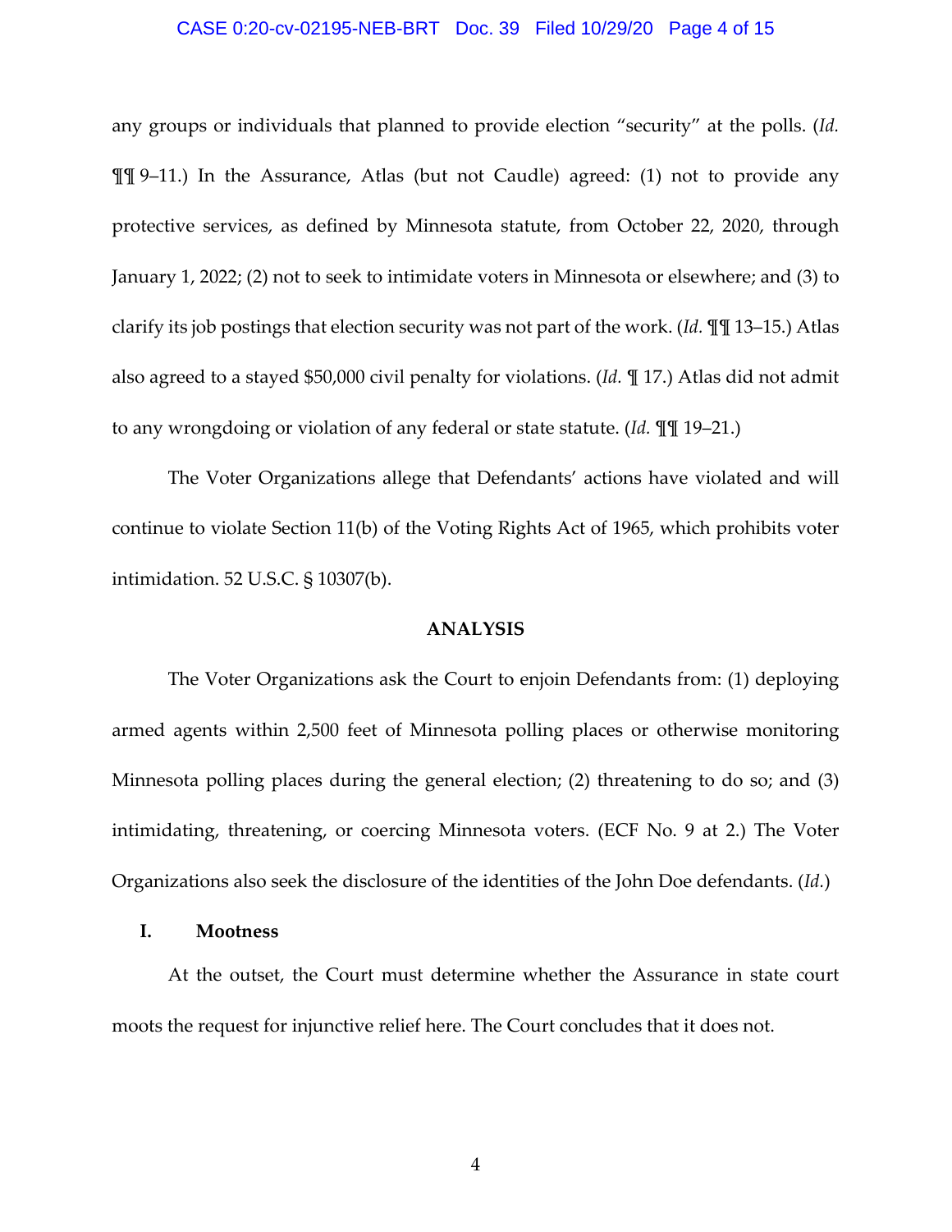any groups or individuals that planned to provide election "security" at the polls. (*Id.* ¶¶ 9–11.) In the Assurance, Atlas (but not Caudle) agreed: (1) not to provide any protective services, as defined by Minnesota statute, from October 22, 2020, through January 1, 2022; (2) not to seek to intimidate voters in Minnesota or elsewhere; and (3) to clarify its job postings that election security was not part of the work. (*Id.* ¶¶ 13–15.) Atlas also agreed to a stayed $50,000 civil penalty for violations. (*Id.* ¶ 17.) Atlas did not admit to any wrongdoing or violation of any federal or state statute. (*Id.* ¶¶ 19–21.)

The Voter Organizations allege that Defendants' actions have violated and will continue to violate Section 11(b) of the Voting Rights Act of 1965, which prohibits voter intimidation. 52 U.S.C. § 10307(b).

**ANALYSIS**

The Voter Organizations ask the Court to enjoin Defendants from: (1) deploying armed agents within 2,500 feet of Minnesota polling places or otherwise monitoring Minnesota polling places during the general election; (2) threatening to do so; and (3) intimidating, threatening, or coercing Minnesota voters. (ECF No. 9 at 2.) The Voter Organizations also seek the disclosure of the identities of the John Doe defendants. (*Id.*)

## I. Mootness

At the outset, the Court must determine whether the Assurance in state court moots the request for injunctive relief here. The Court concludes that it does not.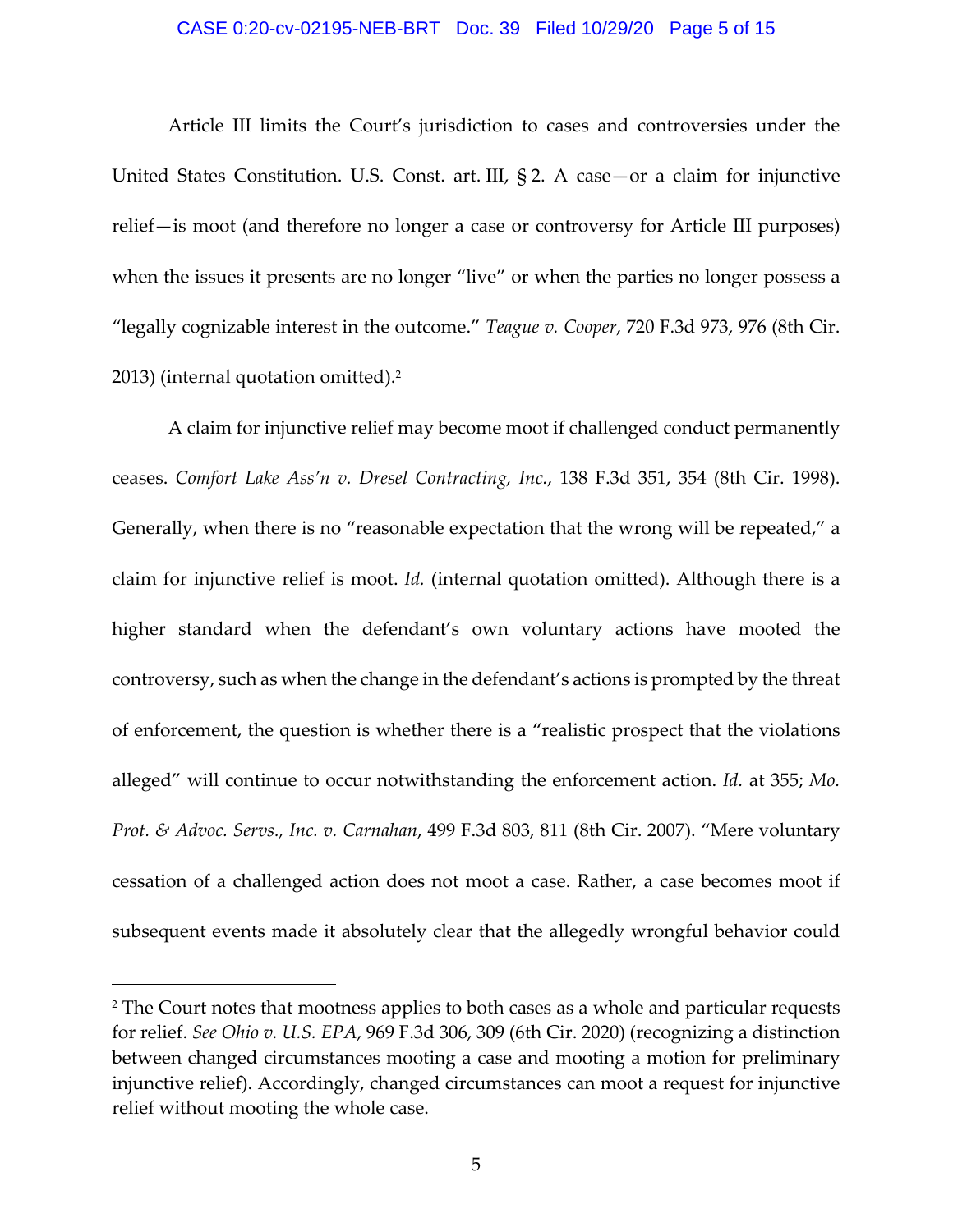Article III limits the Court's jurisdiction to cases and controversies under the United States Constitution. U.S. Const. art. III, § 2. A case—or a claim for injunctive relief—is moot (and therefore no longer a case or controversy for Article III purposes) when the issues it presents are no longer "live" or when the parties no longer possess a "legally cognizable interest in the outcome." *Teague v. Cooper*, 720 F.3d 973, 976 (8th Cir. 2013) (internal quotation omitted).[2]

A claim for injunctive relief may become moot if challenged conduct permanently ceases. *Comfort Lake Ass'n v. Dresel Contracting, Inc.*, 138 F.3d 351, 354 (8th Cir. 1998). Generally, when there is no "reasonable expectation that the wrong will be repeated," a claim for injunctive relief is moot. *Id.* (internal quotation omitted). Although there is a higher standard when the defendant's own voluntary actions have mooted the controversy, such as when the change in the defendant's actions is prompted by the threat of enforcement, the question is whether there is a "realistic prospect that the violations alleged" will continue to occur notwithstanding the enforcement action. *Id.* at 355; *Mo. Prot. & Advoc. Servs., Inc. v. Carnahan*, 499 F.3d 803, 811 (8th Cir. 2007). "Mere voluntary cessation of a challenged action does not moot a case. Rather, a case becomes moot if subsequent events made it absolutely clear that the allegedly wrongful behavior could

---

[2] The Court notes that mootness applies to both cases as a whole and particular requests for relief. *See Ohio v. U.S. EPA*, 969 F.3d 306, 309 (6th Cir. 2020) (recognizing a distinction between changed circumstances mooting a case and mooting a motion for preliminary injunctive relief). Accordingly, changed circumstances can moot a request for injunctive relief without mooting the whole case.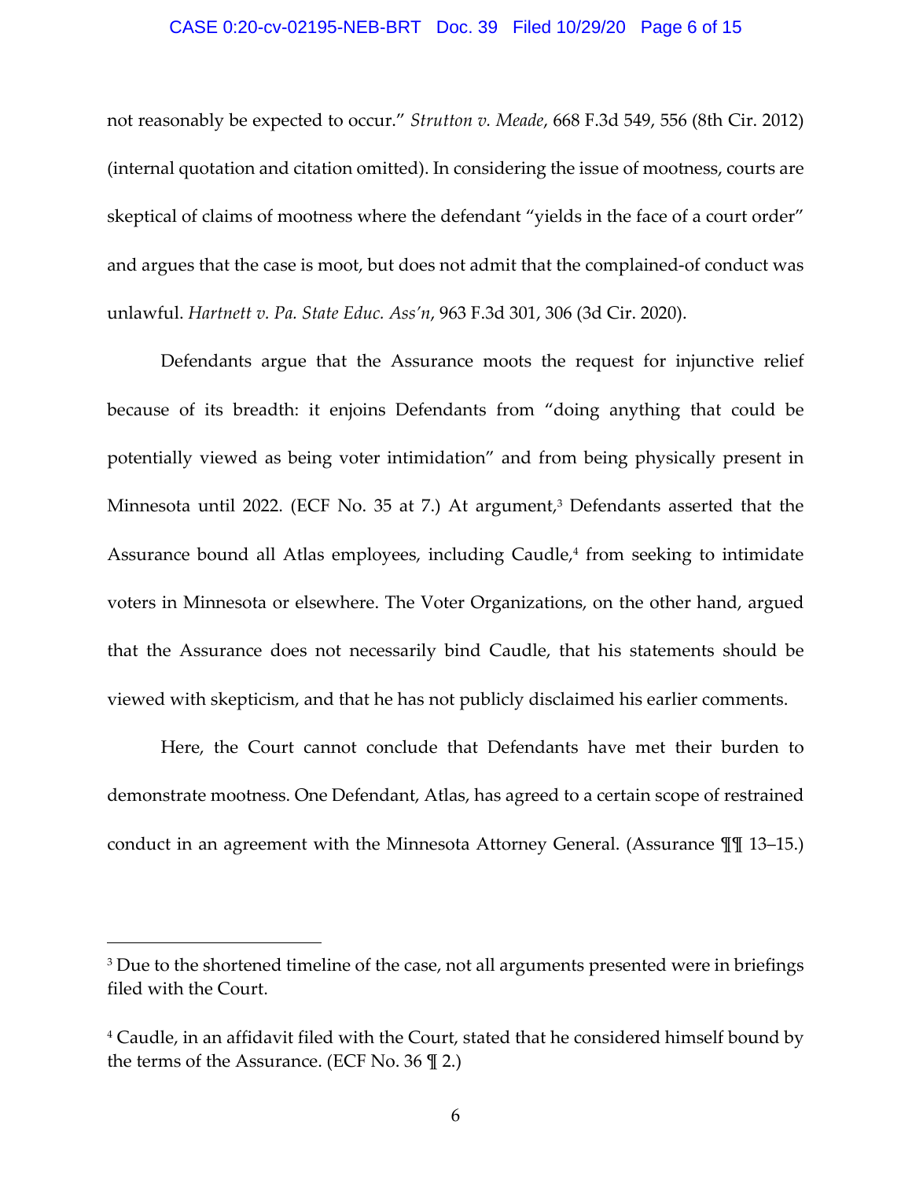not reasonably be expected to occur." *Strutton v. Meade*, 668 F.3d 549, 556 (8th Cir. 2012) (internal quotation and citation omitted). In considering the issue of mootness, courts are skeptical of claims of mootness where the defendant "yields in the face of a court order" and argues that the case is moot, but does not admit that the complained-of conduct was unlawful. *Hartnett v. Pa. State Educ. Ass'n*, 963 F.3d 301, 306 (3d Cir. 2020).

Defendants argue that the Assurance moots the request for injunctive relief because of its breadth: it enjoins Defendants from "doing anything that could be potentially viewed as being voter intimidation" and from being physically present in Minnesota until 2022. (ECF No. 35 at 7.) At argument,[3] Defendants asserted that the Assurance bound all Atlas employees, including Caudle,[4] from seeking to intimidate voters in Minnesota or elsewhere. The Voter Organizations, on the other hand, argued that the Assurance does not necessarily bind Caudle, that his statements should be viewed with skepticism, and that he has not publicly disclaimed his earlier comments.

Here, the Court cannot conclude that Defendants have met their burden to demonstrate mootness. One Defendant, Atlas, has agreed to a certain scope of restrained conduct in an agreement with the Minnesota Attorney General. (Assurance ¶¶ 13–15.)

---

[3] Due to the shortened timeline of the case, not all arguments presented were in briefings filed with the Court.

[4] Caudle, in an affidavit filed with the Court, stated that he considered himself bound by the terms of the Assurance. (ECF No. 36 ¶ 2.)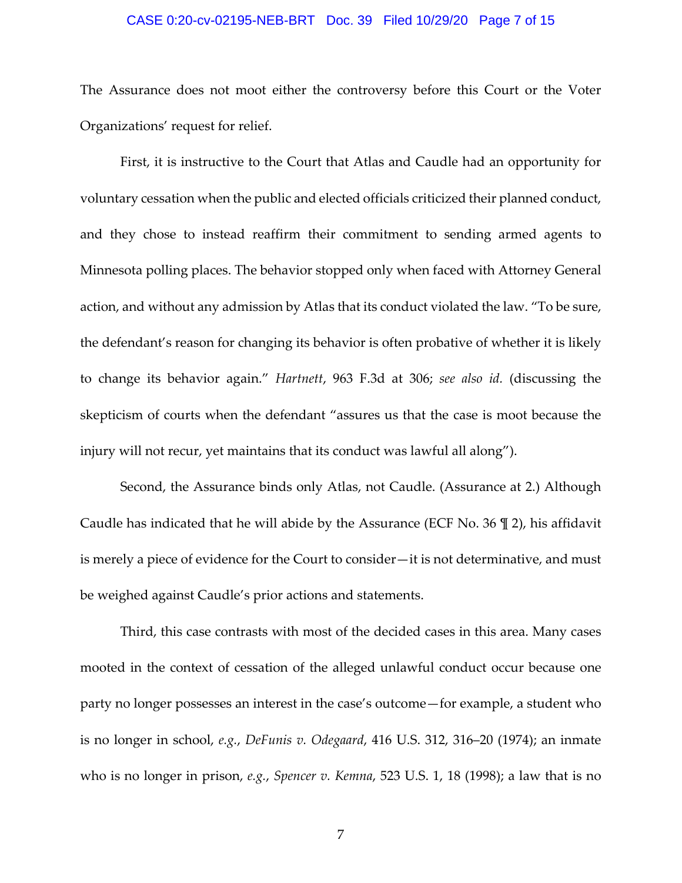The Assurance does not moot either the controversy before this Court or the Voter Organizations' request for relief.

First, it is instructive to the Court that Atlas and Caudle had an opportunity for voluntary cessation when the public and elected officials criticized their planned conduct, and they chose to instead reaffirm their commitment to sending armed agents to Minnesota polling places. The behavior stopped only when faced with Attorney General action, and without any admission by Atlas that its conduct violated the law. "To be sure, the defendant's reason for changing its behavior is often probative of whether it is likely to change its behavior again." *Hartnett*, 963 F.3d at 306; *see also id.* (discussing the skepticism of courts when the defendant "assures us that the case is moot because the injury will not recur, yet maintains that its conduct was lawful all along").

Second, the Assurance binds only Atlas, not Caudle. (Assurance at 2.) Although Caudle has indicated that he will abide by the Assurance (ECF No. 36 ¶ 2), his affidavit is merely a piece of evidence for the Court to consider—it is not determinative, and must be weighed against Caudle's prior actions and statements.

Third, this case contrasts with most of the decided cases in this area. Many cases mooted in the context of cessation of the alleged unlawful conduct occur because one party no longer possesses an interest in the case's outcome—for example, a student who is no longer in school, *e.g.*, *DeFunis v. Odegaard*, 416 U.S. 312, 316–20 (1974); an inmate who is no longer in prison, *e.g.*, *Spencer v. Kemna*, 523 U.S. 1, 18 (1998); a law that is no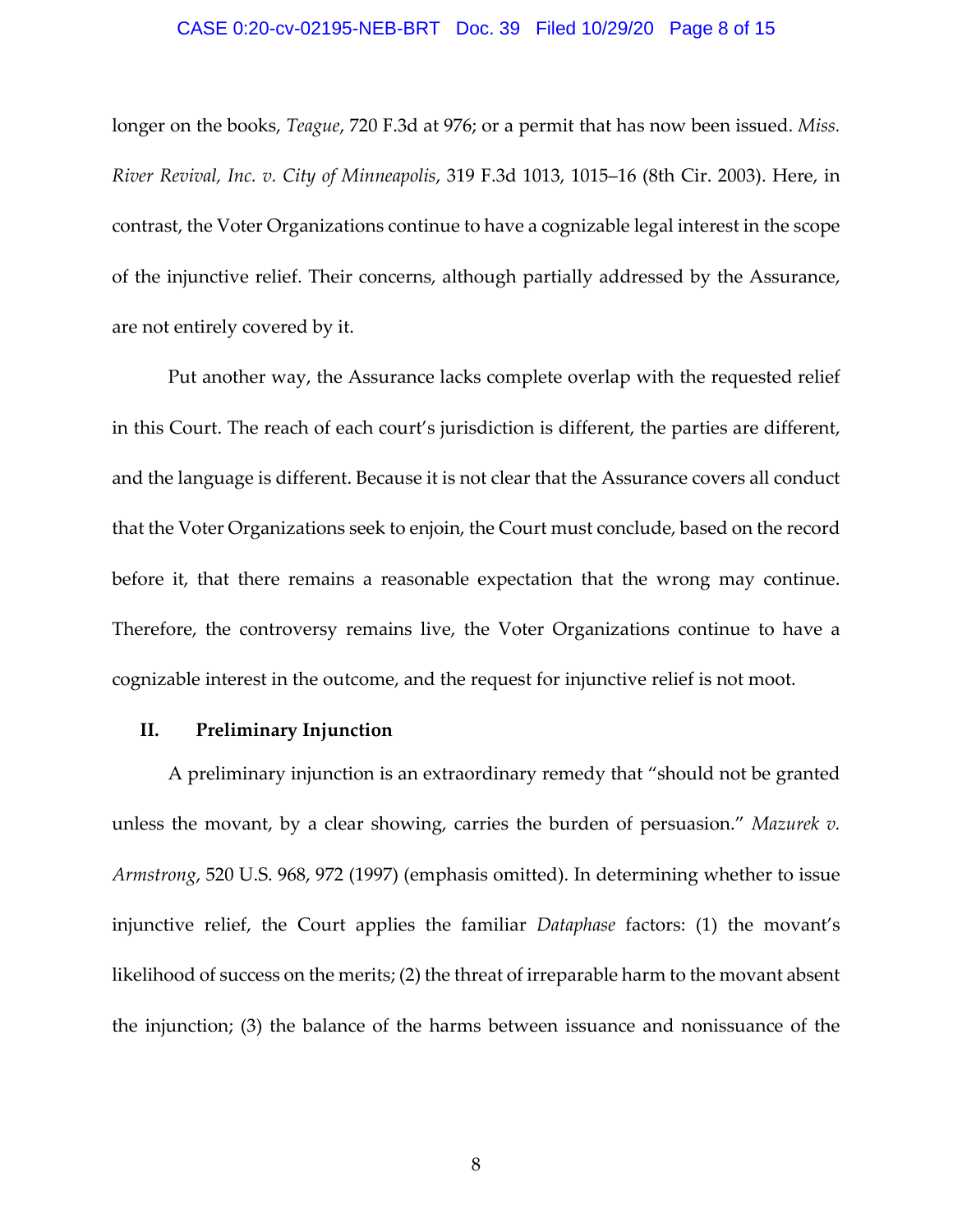longer on the books, *Teague*, 720 F.3d at 976; or a permit that has now been issued. *Miss. River Revival, Inc. v. City of Minneapolis*, 319 F.3d 1013, 1015–16 (8th Cir. 2003). Here, in contrast, the Voter Organizations continue to have a cognizable legal interest in the scope of the injunctive relief. Their concerns, although partially addressed by the Assurance, are not entirely covered by it.

Put another way, the Assurance lacks complete overlap with the requested relief in this Court. The reach of each court's jurisdiction is different, the parties are different, and the language is different. Because it is not clear that the Assurance covers all conduct that the Voter Organizations seek to enjoin, the Court must conclude, based on the record before it, that there remains a reasonable expectation that the wrong may continue. Therefore, the controversy remains live, the Voter Organizations continue to have a cognizable interest in the outcome, and the request for injunctive relief is not moot.

## II. Preliminary Injunction

A preliminary injunction is an extraordinary remedy that "should not be granted unless the movant, by a clear showing, carries the burden of persuasion." *Mazurek v. Armstrong*, 520 U.S. 968, 972 (1997) (emphasis omitted). In determining whether to issue injunctive relief, the Court applies the familiar *Dataphase* factors: (1) the movant's likelihood of success on the merits; (2) the threat of irreparable harm to the movant absent the injunction; (3) the balance of the harms between issuance and nonissuance of the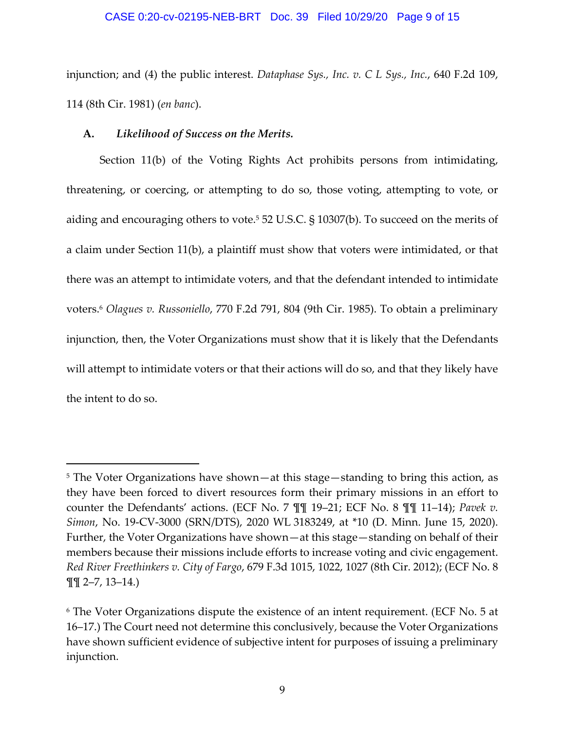injunction; and (4) the public interest. *Dataphase Sys., Inc. v. C L Sys., Inc.*, 640 F.2d 109, 114 (8th Cir. 1981) (*en banc*).

**A. *Likelihood of Success on the Merits.***

Section 11(b) of the Voting Rights Act prohibits persons from intimidating, threatening, or coercing, or attempting to do so, those voting, attempting to vote, or aiding and encouraging others to vote.[5] 52 U.S.C. § 10307(b). To succeed on the merits of a claim under Section 11(b), a plaintiff must show that voters were intimidated, or that there was an attempt to intimidate voters, and that the defendant intended to intimidate voters.[6] *Olagues v. Russoniello*, 770 F.2d 791, 804 (9th Cir. 1985). To obtain a preliminary injunction, then, the Voter Organizations must show that it is likely that the Defendants will attempt to intimidate voters or that their actions will do so, and that they likely have the intent to do so.

---

[5] The Voter Organizations have shown—at this stage—standing to bring this action, as they have been forced to divert resources form their primary missions in an effort to counter the Defendants' actions. (ECF No. 7 ¶¶ 19–21; ECF No. 8 ¶¶ 11–14); *Pavek v. Simon*, No. 19-CV-3000 (SRN/DTS), 2020 WL 3183249, at *10 (D. Minn. June 15, 2020). Further, the Voter Organizations have shown—at this stage—standing on behalf of their members because their missions include efforts to increase voting and civic engagement. *Red River Freethinkers v. City of Fargo*, 679 F.3d 1015, 1022, 1027 (8th Cir. 2012); (ECF No. 8 ¶¶ 2–7, 13–14.)

[6] The Voter Organizations dispute the existence of an intent requirement. (ECF No. 5 at 16–17.) The Court need not determine this conclusively, because the Voter Organizations have shown sufficient evidence of subjective intent for purposes of issuing a preliminary injunction.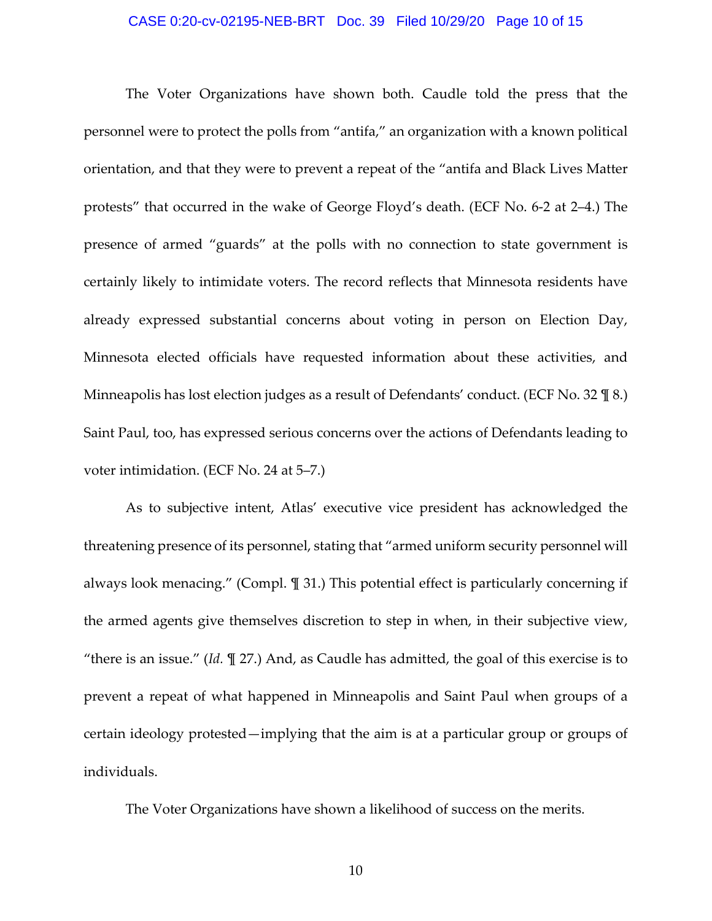The Voter Organizations have shown both. Caudle told the press that the personnel were to protect the polls from "antifa," an organization with a known political orientation, and that they were to prevent a repeat of the "antifa and Black Lives Matter protests" that occurred in the wake of George Floyd's death. (ECF No. 6-2 at 2–4.) The presence of armed "guards" at the polls with no connection to state government is certainly likely to intimidate voters. The record reflects that Minnesota residents have already expressed substantial concerns about voting in person on Election Day, Minnesota elected officials have requested information about these activities, and Minneapolis has lost election judges as a result of Defendants' conduct. (ECF No. 32 ¶ 8.) Saint Paul, too, has expressed serious concerns over the actions of Defendants leading to voter intimidation. (ECF No. 24 at 5–7.)

As to subjective intent, Atlas' executive vice president has acknowledged the threatening presence of its personnel, stating that "armed uniform security personnel will always look menacing." (Compl. ¶ 31.) This potential effect is particularly concerning if the armed agents give themselves discretion to step in when, in their subjective view, "there is an issue." (*Id.* ¶ 27.) And, as Caudle has admitted, the goal of this exercise is to prevent a repeat of what happened in Minneapolis and Saint Paul when groups of a certain ideology protested—implying that the aim is at a particular group or groups of individuals.

The Voter Organizations have shown a likelihood of success on the merits.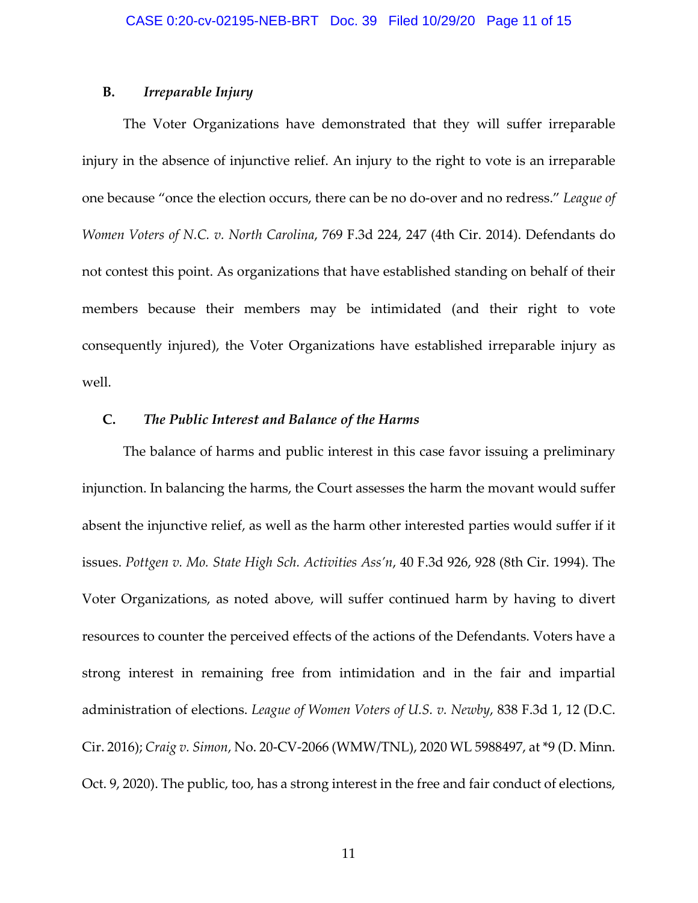### B. *Irreparable Injury*

The Voter Organizations have demonstrated that they will suffer irreparable injury in the absence of injunctive relief. An injury to the right to vote is an irreparable one because "once the election occurs, there can be no do-over and no redress." *League of Women Voters of N.C. v. North Carolina*, 769 F.3d 224, 247 (4th Cir. 2014). Defendants do not contest this point. As organizations that have established standing on behalf of their members because their members may be intimidated (and their right to vote consequently injured), the Voter Organizations have established irreparable injury as well.

### C. *The Public Interest and Balance of the Harms*

The balance of harms and public interest in this case favor issuing a preliminary injunction. In balancing the harms, the Court assesses the harm the movant would suffer absent the injunctive relief, as well as the harm other interested parties would suffer if it issues. *Pottgen v. Mo. State High Sch. Activities Ass'n*, 40 F.3d 926, 928 (8th Cir. 1994). The Voter Organizations, as noted above, will suffer continued harm by having to divert resources to counter the perceived effects of the actions of the Defendants. Voters have a strong interest in remaining free from intimidation and in the fair and impartial administration of elections. *League of Women Voters of U.S. v. Newby*, 838 F.3d 1, 12 (D.C. Cir. 2016); *Craig v. Simon*, No. 20-CV-2066 (WMW/TNL), 2020 WL 5988497, at *9 (D. Minn. Oct. 9, 2020). The public, too, has a strong interest in the free and fair conduct of elections,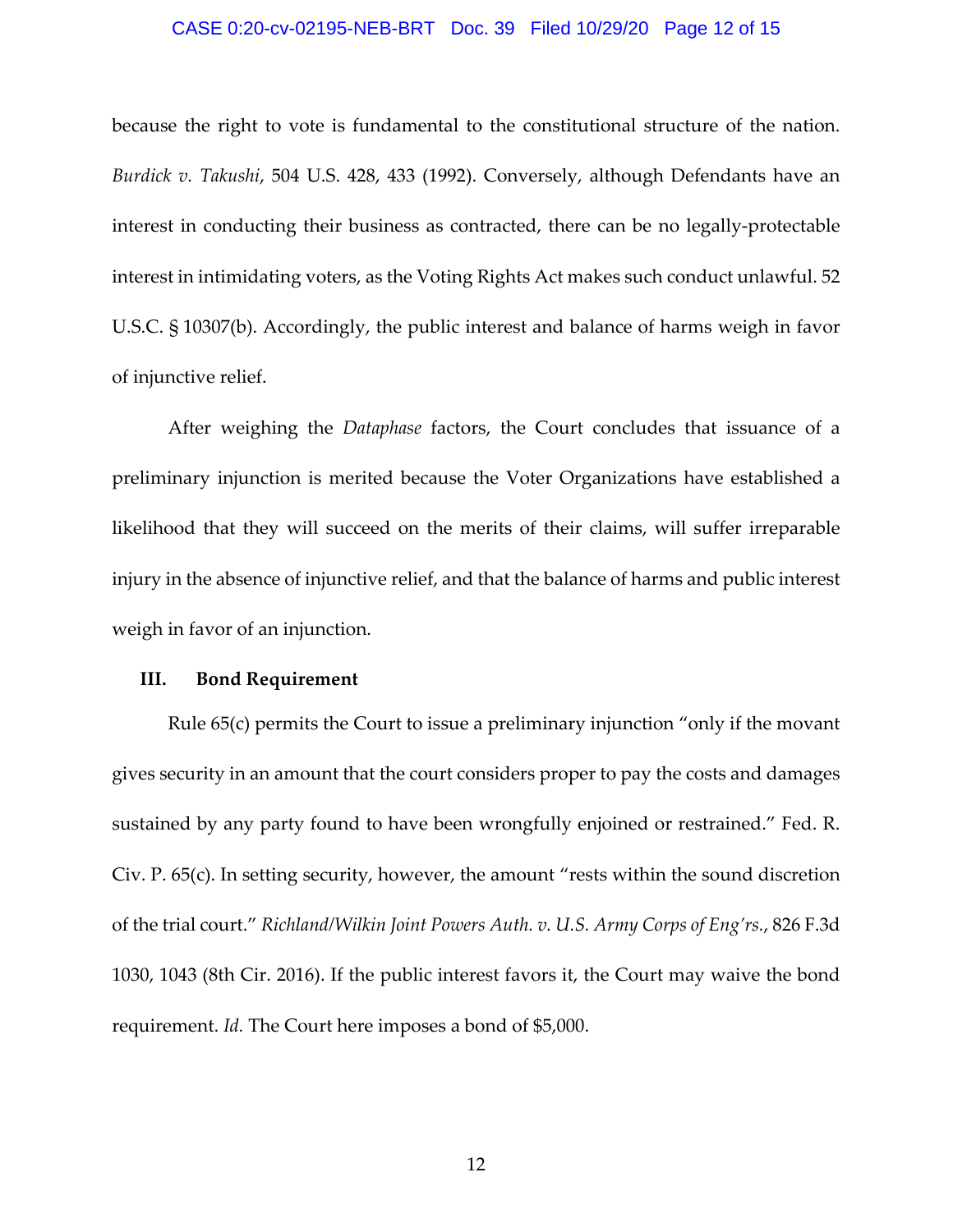because the right to vote is fundamental to the constitutional structure of the nation. *Burdick v. Takushi*, 504 U.S. 428, 433 (1992). Conversely, although Defendants have an interest in conducting their business as contracted, there can be no legally-protectable interest in intimidating voters, as the Voting Rights Act makes such conduct unlawful. 52 U.S.C. § 10307(b). Accordingly, the public interest and balance of harms weigh in favor of injunctive relief.

After weighing the *Dataphase* factors, the Court concludes that issuance of a preliminary injunction is merited because the Voter Organizations have established a likelihood that they will succeed on the merits of their claims, will suffer irreparable injury in the absence of injunctive relief, and that the balance of harms and public interest weigh in favor of an injunction.

### III. Bond Requirement

Rule 65(c) permits the Court to issue a preliminary injunction "only if the movant gives security in an amount that the court considers proper to pay the costs and damages sustained by any party found to have been wrongfully enjoined or restrained." Fed. R. Civ. P. 65(c). In setting security, however, the amount "rests within the sound discretion of the trial court." *Richland/Wilkin Joint Powers Auth. v. U.S. Army Corps of Eng'rs.*, 826 F.3d 1030, 1043 (8th Cir. 2016). If the public interest favors it, the Court may waive the bond requirement. *Id.* The Court here imposes a bond of $5,000.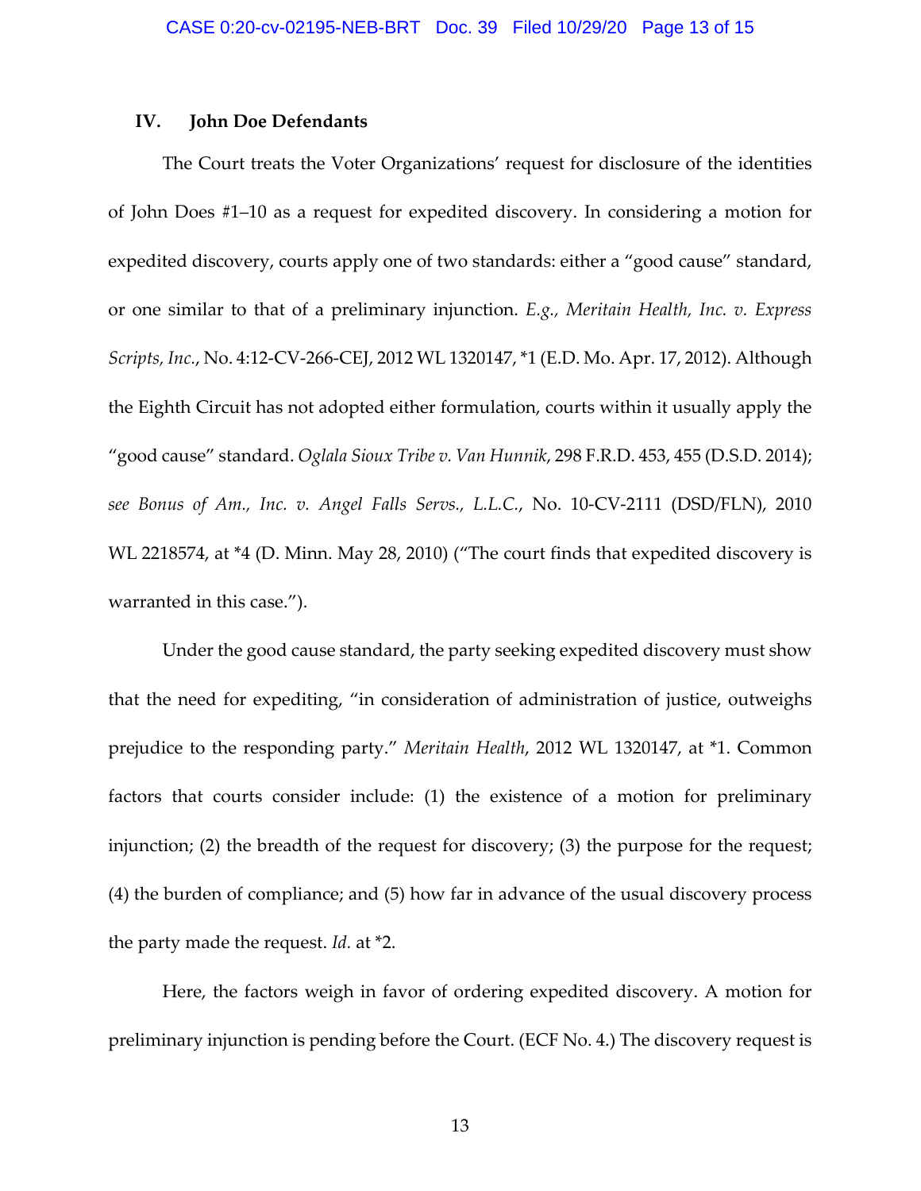## IV. John Doe Defendants

The Court treats the Voter Organizations' request for disclosure of the identities of John Does #1–10 as a request for expedited discovery. In considering a motion for expedited discovery, courts apply one of two standards: either a "good cause" standard, or one similar to that of a preliminary injunction. *E.g., Meritain Health, Inc. v. Express Scripts, Inc.*, No. 4:12-CV-266-CEJ, 2012 WL 1320147, *1 (E.D. Mo. Apr. 17, 2012). Although the Eighth Circuit has not adopted either formulation, courts within it usually apply the "good cause" standard. *Oglala Sioux Tribe v. Van Hunnik*, 298 F.R.D. 453, 455 (D.S.D. 2014); *see Bonus of Am., Inc. v. Angel Falls Servs., L.L.C.*, No. 10-CV-2111 (DSD/FLN), 2010 WL 2218574, at *4 (D. Minn. May 28, 2010) ("The court finds that expedited discovery is warranted in this case.").

Under the good cause standard, the party seeking expedited discovery must show that the need for expediting, "in consideration of administration of justice, outweighs prejudice to the responding party." *Meritain Health*, 2012 WL 1320147, at *1. Common factors that courts consider include: (1) the existence of a motion for preliminary injunction; (2) the breadth of the request for discovery; (3) the purpose for the request; (4) the burden of compliance; and (5) how far in advance of the usual discovery process the party made the request. *Id.* at *2.

Here, the factors weigh in favor of ordering expedited discovery. A motion for preliminary injunction is pending before the Court. (ECF No. 4.) The discovery request is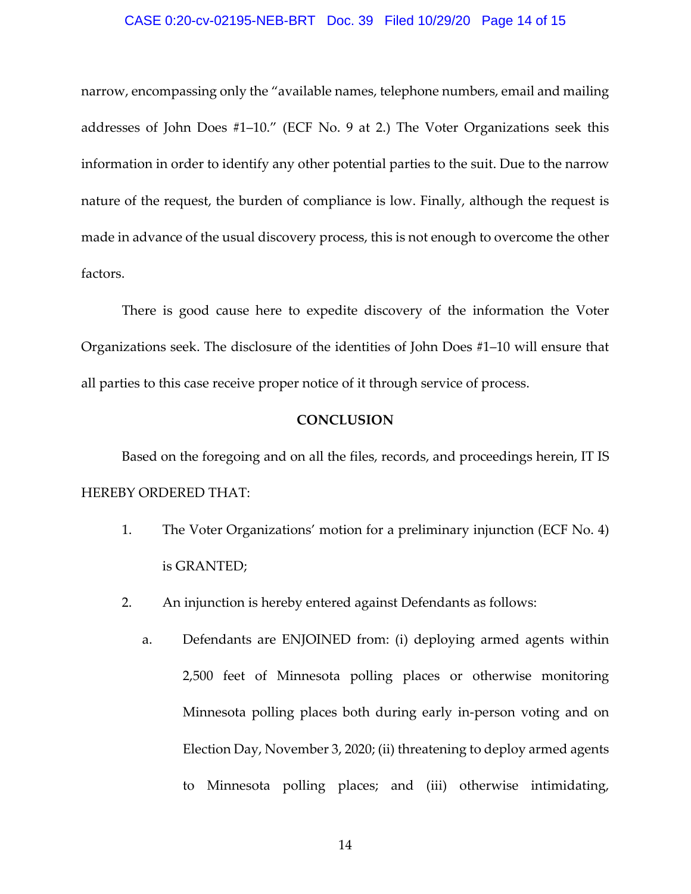narrow, encompassing only the "available names, telephone numbers, email and mailing addresses of John Does #1–10." (ECF No. 9 at 2.) The Voter Organizations seek this information in order to identify any other potential parties to the suit. Due to the narrow nature of the request, the burden of compliance is low. Finally, although the request is made in advance of the usual discovery process, this is not enough to overcome the other factors.

There is good cause here to expedite discovery of the information the Voter Organizations seek. The disclosure of the identities of John Does #1–10 will ensure that all parties to this case receive proper notice of it through service of process.

**CONCLUSION**

Based on the foregoing and on all the files, records, and proceedings herein, IT IS HEREBY ORDERED THAT:

1. The Voter Organizations' motion for a preliminary injunction (ECF No. 4) is GRANTED;
2. An injunction is hereby entered against Defendants as follows:
   a. Defendants are ENJOINED from: (i) deploying armed agents within 2,500 feet of Minnesota polling places or otherwise monitoring Minnesota polling places both during early in-person voting and on Election Day, November 3, 2020; (ii) threatening to deploy armed agents to Minnesota polling places; and (iii) otherwise intimidating,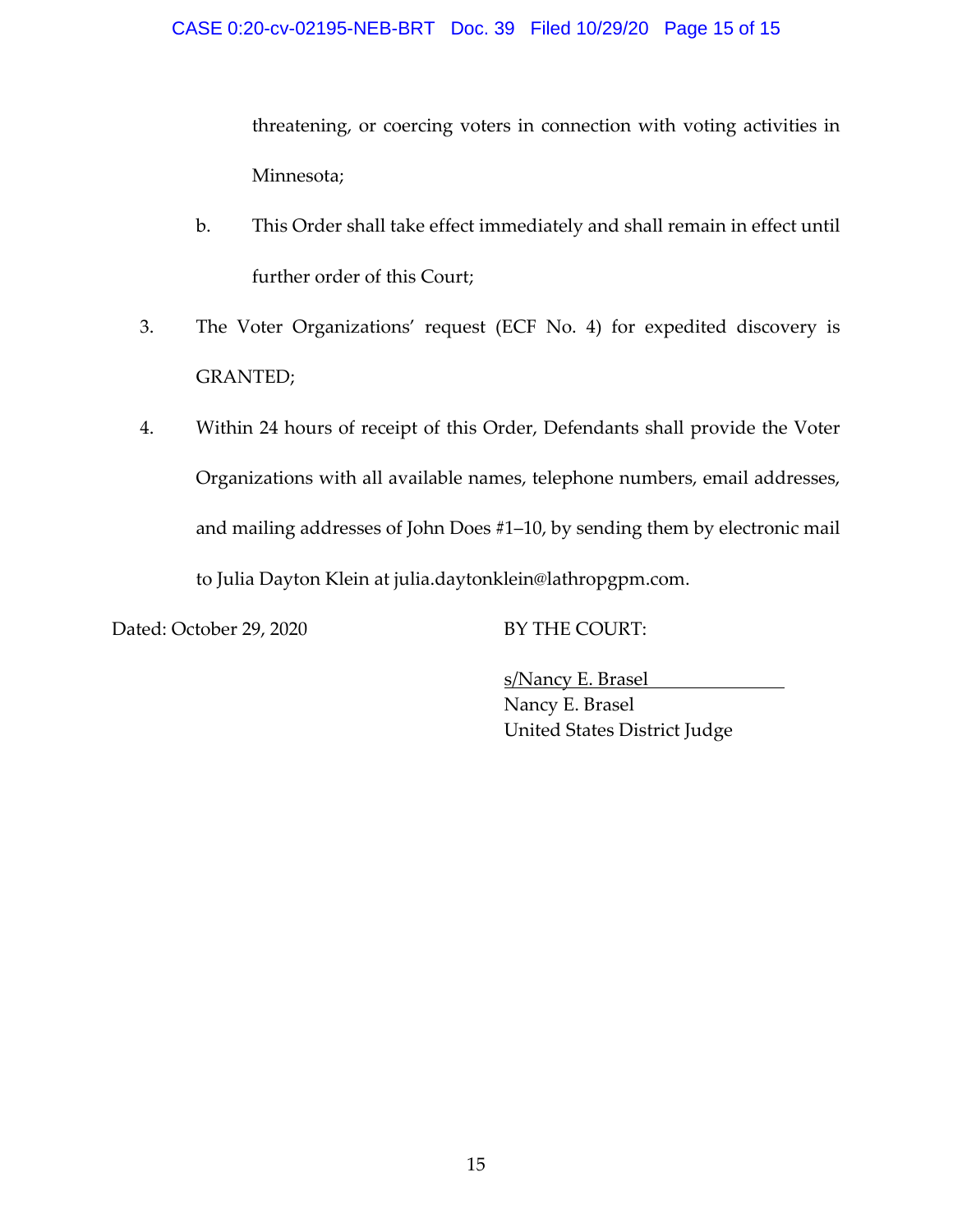threatening, or coercing voters in connection with voting activities in Minnesota;

   b. This Order shall take effect immediately and shall remain in effect until further order of this Court;

3. The Voter Organizations' request (ECF No. 4) for expedited discovery is GRANTED;

4. Within 24 hours of receipt of this Order, Defendants shall provide the Voter Organizations with all available names, telephone numbers, email addresses, and mailing addresses of John Does #1–10, by sending them by electronic mail to Julia Dayton Klein at julia.daytonklein@lathropgpm.com.

Dated: October 29, 2020

BY THE COURT:

s/Nancy E. Brasel
Nancy E. Brasel
United States District Judge